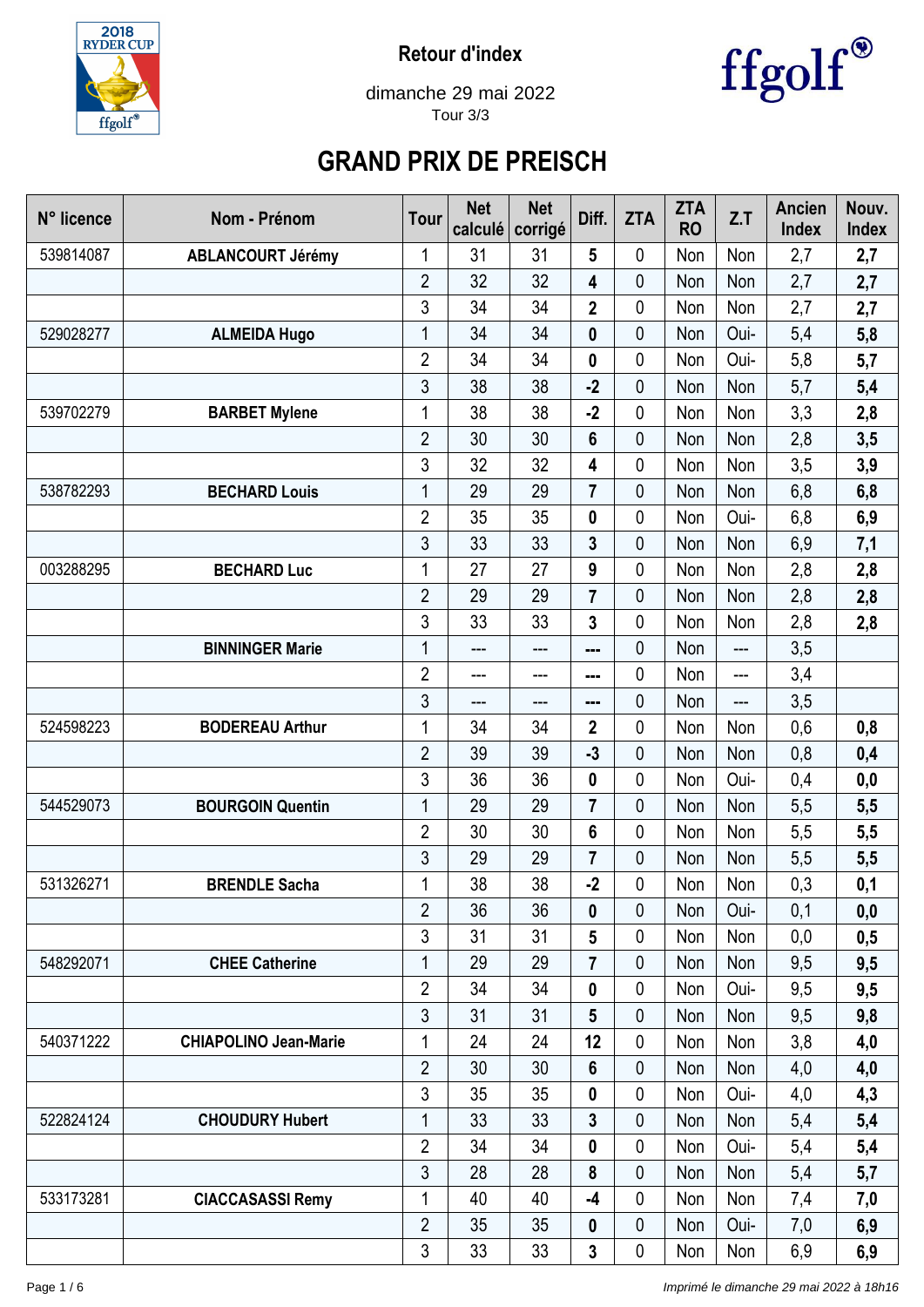Retour d'index

dimanche 29 mai 2022

Tour 3/3

ffgolf®

# GRAND PRIX DE PREISCH

| N° licence | Nom - Prénom | Tour | Net calculé | Net corrigé | Diff. | ZTA | ZTA RO | Z.T | Ancien Index | Nouv. Index |
|---|---|---|---|---|---|---|---|---|---|---|
| 539814087 | **ABLANCOURT Jérémy** | 1 | 31 | 31 | **5** | 0 | Non | Non | 2,7 | **2,7** |
| | | 2 | 32 | 32 | **4** | 0 | Non | Non | 2,7 | **2,7** |
| | | 3 | 34 | 34 | **2** | 0 | Non | Non | 2,7 | **2,7** |
| 529028277 | **ALMEIDA Hugo** | 1 | 34 | 34 | **0** | 0 | Non | Oui- | 5,4 | **5,8** |
| | | 2 | 34 | 34 | **0** | 0 | Non | Oui- | 5,8 | **5,7** |
| | | 3 | 38 | 38 | **-2** | 0 | Non | Non | 5,7 | **5,4** |
| 539702279 | **BARBET Mylene** | 1 | 38 | 38 | **-2** | 0 | Non | Non | 3,3 | **2,8** |
| | | 2 | 30 | 30 | **6** | 0 | Non | Non | 2,8 | **3,5** |
| | | 3 | 32 | 32 | **4** | 0 | Non | Non | 3,5 | **3,9** |
| 538782293 | **BECHARD Louis** | 1 | 29 | 29 | **7** | 0 | Non | Non | 6,8 | **6,8** |
| | | 2 | 35 | 35 | **0** | 0 | Non | Oui- | 6,8 | **6,9** |
| | | 3 | 33 | 33 | **3** | 0 | Non | Non | 6,9 | **7,1** |
| 003288295 | **BECHARD Luc** | 1 | 27 | 27 | **9** | 0 | Non | Non | 2,8 | **2,8** |
| | | 2 | 29 | 29 | **7** | 0 | Non | Non | 2,8 | **2,8** |
| | | 3 | 33 | 33 | **3** | 0 | Non | Non | 2,8 | **2,8** |
| | **BINNINGER Marie** | 1 | --- | --- | **---** | 0 | Non | --- | 3,5 | |
| | | 2 | --- | --- | **---** | 0 | Non | --- | 3,4 | |
| | | 3 | --- | --- | **---** | 0 | Non | --- | 3,5 | |
| 524598223 | **BODEREAU Arthur** | 1 | 34 | 34 | **2** | 0 | Non | Non | 0,6 | **0,8** |
| | | 2 | 39 | 39 | **-3** | 0 | Non | Non | 0,8 | **0,4** |
| | | 3 | 36 | 36 | **0** | 0 | Non | Oui- | 0,4 | **0,0** |
| 544529073 | **BOURGOIN Quentin** | 1 | 29 | 29 | **7** | 0 | Non | Non | 5,5 | **5,5** |
| | | 2 | 30 | 30 | **6** | 0 | Non | Non | 5,5 | **5,5** |
| | | 3 | 29 | 29 | **7** | 0 | Non | Non | 5,5 | **5,5** |
| 531326271 | **BRENDLE Sacha** | 1 | 38 | 38 | **-2** | 0 | Non | Non | 0,3 | **0,1** |
| | | 2 | 36 | 36 | **0** | 0 | Non | Oui- | 0,1 | **0,0** |
| | | 3 | 31 | 31 | **5** | 0 | Non | Non | 0,0 | **0,5** |
| 548292071 | **CHEE Catherine** | 1 | 29 | 29 | **7** | 0 | Non | Non | 9,5 | **9,5** |
| | | 2 | 34 | 34 | **0** | 0 | Non | Oui- | 9,5 | **9,5** |
| | | 3 | 31 | 31 | **5** | 0 | Non | Non | 9,5 | **9,8** |
| 540371222 | **CHIAPOLINO Jean-Marie** | 1 | 24 | 24 | **12** | 0 | Non | Non | 3,8 | **4,0** |
| | | 2 | 30 | 30 | **6** | 0 | Non | Non | 4,0 | **4,0** |
| | | 3 | 35 | 35 | **0** | 0 | Non | Oui- | 4,0 | **4,3** |
| 522824124 | **CHOUDURY Hubert** | 1 | 33 | 33 | **3** | 0 | Non | Non | 5,4 | **5,4** |
| | | 2 | 34 | 34 | **0** | 0 | Non | Oui- | 5,4 | **5,4** |
| | | 3 | 28 | 28 | **8** | 0 | Non | Non | 5,4 | **5,7** |
| 533173281 | **CIACCASASSI Remy** | 1 | 40 | 40 | **-4** | 0 | Non | Non | 7,4 | **7,0** |
| | | 2 | 35 | 35 | **0** | 0 | Non | Oui- | 7,0 | **6,9** |
| | | 3 | 33 | 33 | **3** | 0 | Non | Non | 6,9 | **6,9** |

*Imprimé le dimanche 29 mai 2022 à 18h16*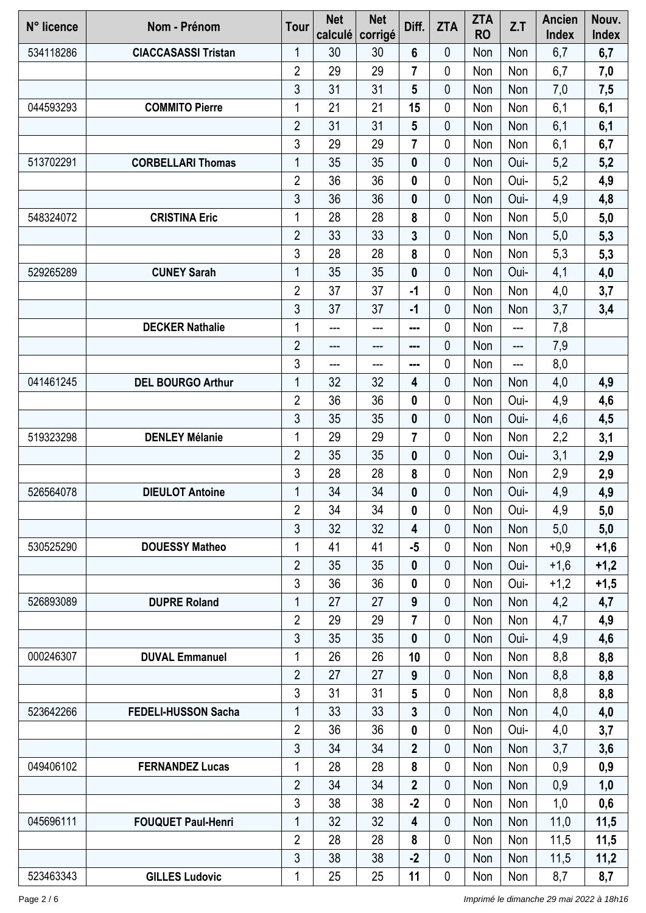| N° licence | Nom - Prénom | Tour | Net calculé | Net corrigé | Diff. | ZTA | ZTA RO | Z.T | Ancien Index | Nouv. Index |
|---|---|---|---|---|---|---|---|---|---|---|
| 534118286 | **CIACCASASSI Tristan** | 1 | 30 | 30 | **6** | 0 | Non | Non | 6,7 | **6,7** |
| | | 2 | 29 | 29 | **7** | 0 | Non | Non | 6,7 | **7,0** |
| | | 3 | 31 | 31 | **5** | 0 | Non | Non | 7,0 | **7,5** |
| 044593293 | **COMMITO Pierre** | 1 | 21 | 21 | **15** | 0 | Non | Non | 6,1 | **6,1** |
| | | 2 | 31 | 31 | **5** | 0 | Non | Non | 6,1 | **6,1** |
| | | 3 | 29 | 29 | **7** | 0 | Non | Non | 6,1 | **6,7** |
| 513702291 | **CORBELLARI Thomas** | 1 | 35 | 35 | **0** | 0 | Non | Oui- | 5,2 | **5,2** |
| | | 2 | 36 | 36 | **0** | 0 | Non | Oui- | 5,2 | **4,9** |
| | | 3 | 36 | 36 | **0** | 0 | Non | Oui- | 4,9 | **4,8** |
| 548324072 | **CRISTINA Eric** | 1 | 28 | 28 | **8** | 0 | Non | Non | 5,0 | **5,0** |
| | | 2 | 33 | 33 | **3** | 0 | Non | Non | 5,0 | **5,3** |
| | | 3 | 28 | 28 | **8** | 0 | Non | Non | 5,3 | **5,3** |
| 529265289 | **CUNEY Sarah** | 1 | 35 | 35 | **0** | 0 | Non | Oui- | 4,1 | **4,0** |
| | | 2 | 37 | 37 | **-1** | 0 | Non | Non | 4,0 | **3,7** |
| | | 3 | 37 | 37 | **-1** | 0 | Non | Non | 3,7 | **3,4** |
| | **DECKER Nathalie** | 1 | --- | --- | **---** | 0 | Non | --- | 7,8 | |
| | | 2 | --- | --- | **---** | 0 | Non | --- | 7,9 | |
| | | 3 | --- | --- | **---** | 0 | Non | --- | 8,0 | |
| 041461245 | **DEL BOURGO Arthur** | 1 | 32 | 32 | **4** | 0 | Non | Non | 4,0 | **4,9** |
| | | 2 | 36 | 36 | **0** | 0 | Non | Oui- | 4,9 | **4,6** |
| | | 3 | 35 | 35 | **0** | 0 | Non | Oui- | 4,6 | **4,5** |
| 519323298 | **DENLEY Mélanie** | 1 | 29 | 29 | **7** | 0 | Non | Non | 2,2 | **3,1** |
| | | 2 | 35 | 35 | **0** | 0 | Non | Oui- | 3,1 | **2,9** |
| | | 3 | 28 | 28 | **8** | 0 | Non | Non | 2,9 | **2,9** |
| 526564078 | **DIEULOT Antoine** | 1 | 34 | 34 | **0** | 0 | Non | Oui- | 4,9 | **4,9** |
| | | 2 | 34 | 34 | **0** | 0 | Non | Oui- | 4,9 | **5,0** |
| | | 3 | 32 | 32 | **4** | 0 | Non | Non | 5,0 | **5,0** |
| 530525290 | **DOUESSY Matheo** | 1 | 41 | 41 | **-5** | 0 | Non | Non | +0,9 | **+1,6** |
| | | 2 | 35 | 35 | **0** | 0 | Non | Oui- | +1,6 | **+1,2** |
| | | 3 | 36 | 36 | **0** | 0 | Non | Oui- | +1,2 | **+1,5** |
| 526893089 | **DUPRE Roland** | 1 | 27 | 27 | **9** | 0 | Non | Non | 4,2 | **4,7** |
| | | 2 | 29 | 29 | **7** | 0 | Non | Non | 4,7 | **4,9** |
| | | 3 | 35 | 35 | **0** | 0 | Non | Oui- | 4,9 | **4,6** |
| 000246307 | **DUVAL Emmanuel** | 1 | 26 | 26 | **10** | 0 | Non | Non | 8,8 | **8,8** |
| | | 2 | 27 | 27 | **9** | 0 | Non | Non | 8,8 | **8,8** |
| | | 3 | 31 | 31 | **5** | 0 | Non | Non | 8,8 | **8,8** |
| 523642266 | **FEDELI-HUSSON Sacha** | 1 | 33 | 33 | **3** | 0 | Non | Non | 4,0 | **4,0** |
| | | 2 | 36 | 36 | **0** | 0 | Non | Oui- | 4,0 | **3,7** |
| | | 3 | 34 | 34 | **2** | 0 | Non | Non | 3,7 | **3,6** |
| 049406102 | **FERNANDEZ Lucas** | 1 | 28 | 28 | **8** | 0 | Non | Non | 0,9 | **0,9** |
| | | 2 | 34 | 34 | **2** | 0 | Non | Non | 0,9 | **1,0** |
| | | 3 | 38 | 38 | **-2** | 0 | Non | Non | 1,0 | **0,6** |
| 045696111 | **FOUQUET Paul-Henri** | 1 | 32 | 32 | **4** | 0 | Non | Non | 11,0 | **11,5** |
| | | 2 | 28 | 28 | **8** | 0 | Non | Non | 11,5 | **11,5** |
| | | 3 | 38 | 38 | **-2** | 0 | Non | Non | 11,5 | **11,2** |
| 523463343 | **GILLES Ludovic** | 1 | 25 | 25 | **11** | 0 | Non | Non | 8,7 | **8,7** |

*Imprimé le dimanche 29 mai 2022 à 18h16*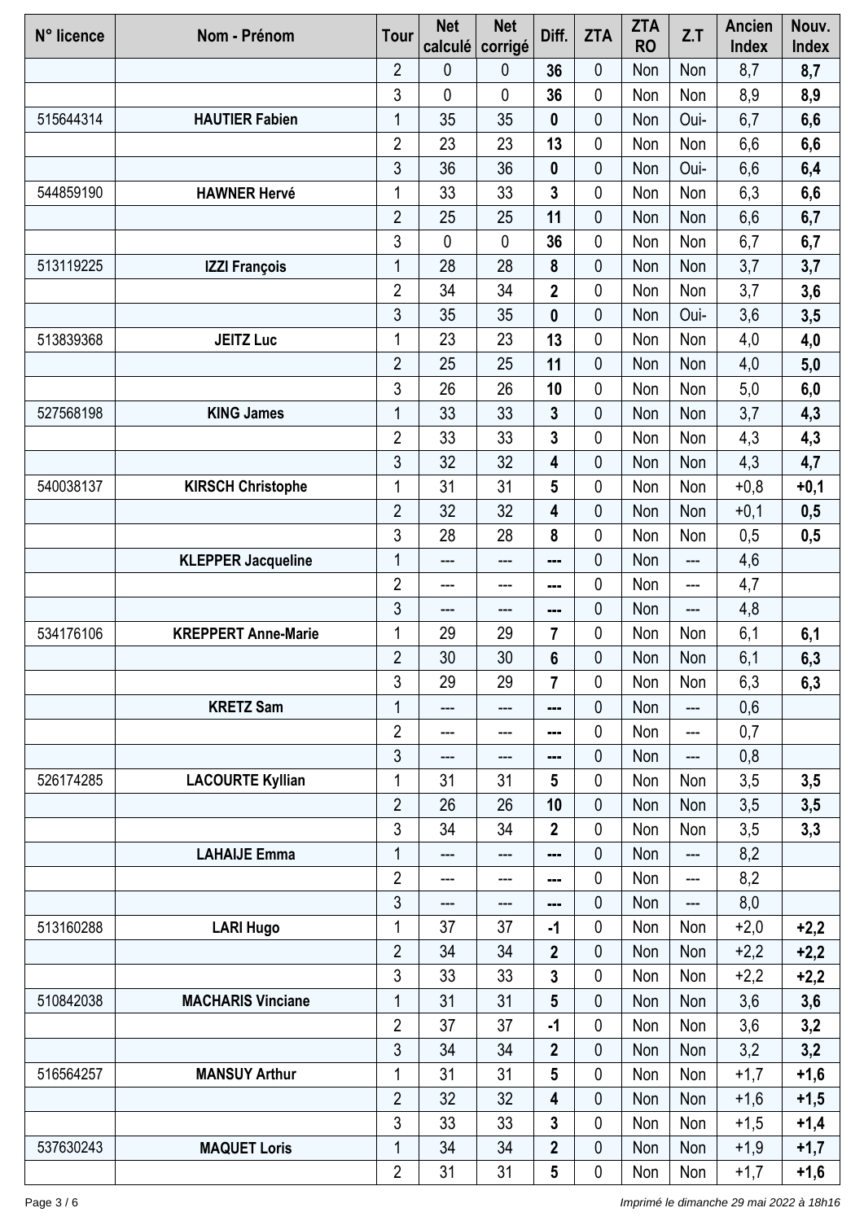| N° licence | Nom - Prénom | Tour | Net calculé | Net corrigé | Diff. | ZTA | ZTA RO | Z.T | Ancien Index | Nouv. Index |
|---|---|---|---|---|---|---|---|---|---|---|
| | | 2 | 0 | 0 | **36** | 0 | Non | Non | 8,7 | **8,7** |
| | | 3 | 0 | 0 | **36** | 0 | Non | Non | 8,9 | **8,9** |
| 515644314 | **HAUTIER Fabien** | 1 | 35 | 35 | **0** | 0 | Non | Oui- | 6,7 | **6,6** |
| | | 2 | 23 | 23 | **13** | 0 | Non | Non | 6,6 | **6,6** |
| | | 3 | 36 | 36 | **0** | 0 | Non | Oui- | 6,6 | **6,4** |
| 544859190 | **HAWNER Hervé** | 1 | 33 | 33 | **3** | 0 | Non | Non | 6,3 | **6,6** |
| | | 2 | 25 | 25 | **11** | 0 | Non | Non | 6,6 | **6,7** |
| | | 3 | 0 | 0 | **36** | 0 | Non | Non | 6,7 | **6,7** |
| 513119225 | **IZZI François** | 1 | 28 | 28 | **8** | 0 | Non | Non | 3,7 | **3,7** |
| | | 2 | 34 | 34 | **2** | 0 | Non | Non | 3,7 | **3,6** |
| | | 3 | 35 | 35 | **0** | 0 | Non | Oui- | 3,6 | **3,5** |
| 513839368 | **JEITZ Luc** | 1 | 23 | 23 | **13** | 0 | Non | Non | 4,0 | **4,0** |
| | | 2 | 25 | 25 | **11** | 0 | Non | Non | 4,0 | **5,0** |
| | | 3 | 26 | 26 | **10** | 0 | Non | Non | 5,0 | **6,0** |
| 527568198 | **KING James** | 1 | 33 | 33 | **3** | 0 | Non | Non | 3,7 | **4,3** |
| | | 2 | 33 | 33 | **3** | 0 | Non | Non | 4,3 | **4,3** |
| | | 3 | 32 | 32 | **4** | 0 | Non | Non | 4,3 | **4,7** |
| 540038137 | **KIRSCH Christophe** | 1 | 31 | 31 | **5** | 0 | Non | Non | +0,8 | **+0,1** |
| | | 2 | 32 | 32 | **4** | 0 | Non | Non | +0,1 | **0,5** |
| | | 3 | 28 | 28 | **8** | 0 | Non | Non | 0,5 | **0,5** |
| | **KLEPPER Jacqueline** | 1 | --- | --- | **---** | 0 | Non | --- | 4,6 | |
| | | 2 | --- | --- | **---** | 0 | Non | --- | 4,7 | |
| | | 3 | --- | --- | **---** | 0 | Non | --- | 4,8 | |
| 534176106 | **KREPPERT Anne-Marie** | 1 | 29 | 29 | **7** | 0 | Non | Non | 6,1 | **6,1** |
| | | 2 | 30 | 30 | **6** | 0 | Non | Non | 6,1 | **6,3** |
| | | 3 | 29 | 29 | **7** | 0 | Non | Non | 6,3 | **6,3** |
| | **KRETZ Sam** | 1 | --- | --- | **---** | 0 | Non | --- | 0,6 | |
| | | 2 | --- | --- | **---** | 0 | Non | --- | 0,7 | |
| | | 3 | --- | --- | **---** | 0 | Non | --- | 0,8 | |
| 526174285 | **LACOURTE Kyllian** | 1 | 31 | 31 | **5** | 0 | Non | Non | 3,5 | **3,5** |
| | | 2 | 26 | 26 | **10** | 0 | Non | Non | 3,5 | **3,5** |
| | | 3 | 34 | 34 | **2** | 0 | Non | Non | 3,5 | **3,3** |
| | **LAHAIJE Emma** | 1 | --- | --- | **---** | 0 | Non | --- | 8,2 | |
| | | 2 | --- | --- | **---** | 0 | Non | --- | 8,2 | |
| | | 3 | --- | --- | **---** | 0 | Non | --- | 8,0 | |
| 513160288 | **LARI Hugo** | 1 | 37 | 37 | **-1** | 0 | Non | Non | +2,0 | **+2,2** |
| | | 2 | 34 | 34 | **2** | 0 | Non | Non | +2,2 | **+2,2** |
| | | 3 | 33 | 33 | **3** | 0 | Non | Non | +2,2 | **+2,2** |
| 510842038 | **MACHARIS Vinciane** | 1 | 31 | 31 | **5** | 0 | Non | Non | 3,6 | **3,6** |
| | | 2 | 37 | 37 | **-1** | 0 | Non | Non | 3,6 | **3,2** |
| | | 3 | 34 | 34 | **2** | 0 | Non | Non | 3,2 | **3,2** |
| 516564257 | **MANSUY Arthur** | 1 | 31 | 31 | **5** | 0 | Non | Non | +1,7 | **+1,6** |
| | | 2 | 32 | 32 | **4** | 0 | Non | Non | +1,6 | **+1,5** |
| | | 3 | 33 | 33 | **3** | 0 | Non | Non | +1,5 | **+1,4** |
| 537630243 | **MAQUET Loris** | 1 | 34 | 34 | **2** | 0 | Non | Non | +1,9 | **+1,7** |
| | | 2 | 31 | 31 | **5** | 0 | Non | Non | +1,7 | **+1,6** |

*Imprimé le dimanche 29 mai 2022 à 18h16*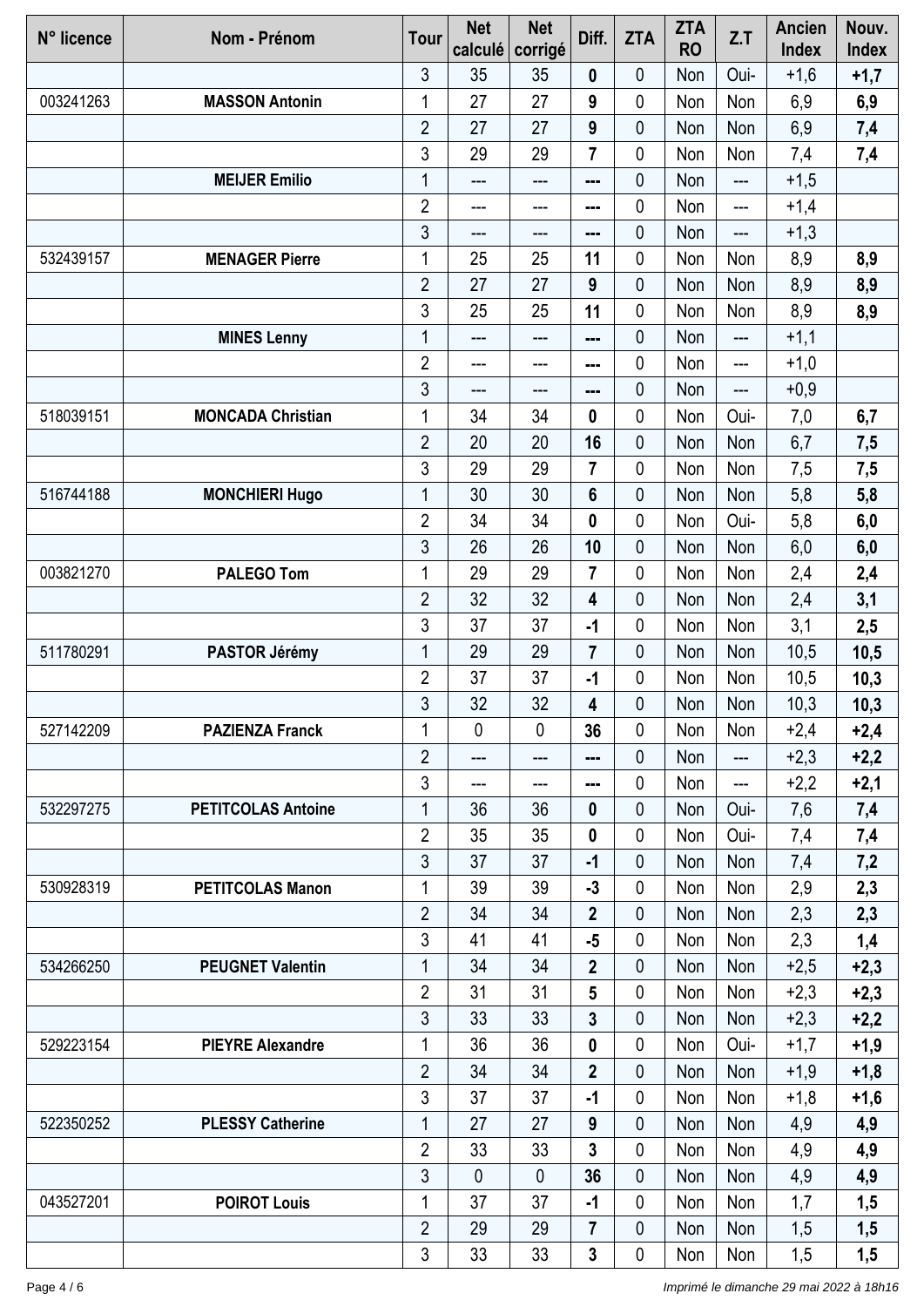| N° licence | Nom - Prénom | Tour | Net calculé | Net corrigé | Diff. | ZTA | ZTA RO | Z.T | Ancien Index | Nouv. Index |
|---|---|---|---|---|---|---|---|---|---|---|
| | | 3 | 35 | 35 | **0** | 0 | Non | Oui- | +1,6 | **+1,7** |
| 003241263 | **MASSON Antonin** | 1 | 27 | 27 | **9** | 0 | Non | Non | 6,9 | **6,9** |
| | | 2 | 27 | 27 | **9** | 0 | Non | Non | 6,9 | **7,4** |
| | | 3 | 29 | 29 | **7** | 0 | Non | Non | 7,4 | **7,4** |
| | **MEIJER Emilio** | 1 | --- | --- | **---** | 0 | Non | --- | +1,5 | |
| | | 2 | --- | --- | **---** | 0 | Non | --- | +1,4 | |
| | | 3 | --- | --- | **---** | 0 | Non | --- | +1,3 | |
| 532439157 | **MENAGER Pierre** | 1 | 25 | 25 | **11** | 0 | Non | Non | 8,9 | **8,9** |
| | | 2 | 27 | 27 | **9** | 0 | Non | Non | 8,9 | **8,9** |
| | | 3 | 25 | 25 | **11** | 0 | Non | Non | 8,9 | **8,9** |
| | **MINES Lenny** | 1 | --- | --- | **---** | 0 | Non | --- | +1,1 | |
| | | 2 | --- | --- | **---** | 0 | Non | --- | +1,0 | |
| | | 3 | --- | --- | **---** | 0 | Non | --- | +0,9 | |
| 518039151 | **MONCADA Christian** | 1 | 34 | 34 | **0** | 0 | Non | Oui- | 7,0 | **6,7** |
| | | 2 | 20 | 20 | **16** | 0 | Non | Non | 6,7 | **7,5** |
| | | 3 | 29 | 29 | **7** | 0 | Non | Non | 7,5 | **7,5** |
| 516744188 | **MONCHIERI Hugo** | 1 | 30 | 30 | **6** | 0 | Non | Non | 5,8 | **5,8** |
| | | 2 | 34 | 34 | **0** | 0 | Non | Oui- | 5,8 | **6,0** |
| | | 3 | 26 | 26 | **10** | 0 | Non | Non | 6,0 | **6,0** |
| 003821270 | **PALEGO Tom** | 1 | 29 | 29 | **7** | 0 | Non | Non | 2,4 | **2,4** |
| | | 2 | 32 | 32 | **4** | 0 | Non | Non | 2,4 | **3,1** |
| | | 3 | 37 | 37 | **-1** | 0 | Non | Non | 3,1 | **2,5** |
| 511780291 | **PASTOR Jérémy** | 1 | 29 | 29 | **7** | 0 | Non | Non | 10,5 | **10,5** |
| | | 2 | 37 | 37 | **-1** | 0 | Non | Non | 10,5 | **10,3** |
| | | 3 | 32 | 32 | **4** | 0 | Non | Non | 10,3 | **10,3** |
| 527142209 | **PAZIENZA Franck** | 1 | 0 | 0 | **36** | 0 | Non | Non | +2,4 | **+2,4** |
| | | 2 | --- | --- | **---** | 0 | Non | --- | +2,3 | **+2,2** |
| | | 3 | --- | --- | **---** | 0 | Non | --- | +2,2 | **+2,1** |
| 532297275 | **PETITCOLAS Antoine** | 1 | 36 | 36 | **0** | 0 | Non | Oui- | 7,6 | **7,4** |
| | | 2 | 35 | 35 | **0** | 0 | Non | Oui- | 7,4 | **7,4** |
| | | 3 | 37 | 37 | **-1** | 0 | Non | Non | 7,4 | **7,2** |
| 530928319 | **PETITCOLAS Manon** | 1 | 39 | 39 | **-3** | 0 | Non | Non | 2,9 | **2,3** |
| | | 2 | 34 | 34 | **2** | 0 | Non | Non | 2,3 | **2,3** |
| | | 3 | 41 | 41 | **-5** | 0 | Non | Non | 2,3 | **1,4** |
| 534266250 | **PEUGNET Valentin** | 1 | 34 | 34 | **2** | 0 | Non | Non | +2,5 | **+2,3** |
| | | 2 | 31 | 31 | **5** | 0 | Non | Non | +2,3 | **+2,3** |
| | | 3 | 33 | 33 | **3** | 0 | Non | Non | +2,3 | **+2,2** |
| 529223154 | **PIEYRE Alexandre** | 1 | 36 | 36 | **0** | 0 | Non | Oui- | +1,7 | **+1,9** |
| | | 2 | 34 | 34 | **2** | 0 | Non | Non | +1,9 | **+1,8** |
| | | 3 | 37 | 37 | **-1** | 0 | Non | Non | +1,8 | **+1,6** |
| 522350252 | **PLESSY Catherine** | 1 | 27 | 27 | **9** | 0 | Non | Non | 4,9 | **4,9** |
| | | 2 | 33 | 33 | **3** | 0 | Non | Non | 4,9 | **4,9** |
| | | 3 | 0 | 0 | **36** | 0 | Non | Non | 4,9 | **4,9** |
| 043527201 | **POIROT Louis** | 1 | 37 | 37 | **-1** | 0 | Non | Non | 1,7 | **1,5** |
| | | 2 | 29 | 29 | **7** | 0 | Non | Non | 1,5 | **1,5** |
| | | 3 | 33 | 33 | **3** | 0 | Non | Non | 1,5 | **1,5** |

*Imprimé le dimanche 29 mai 2022 à 18h16*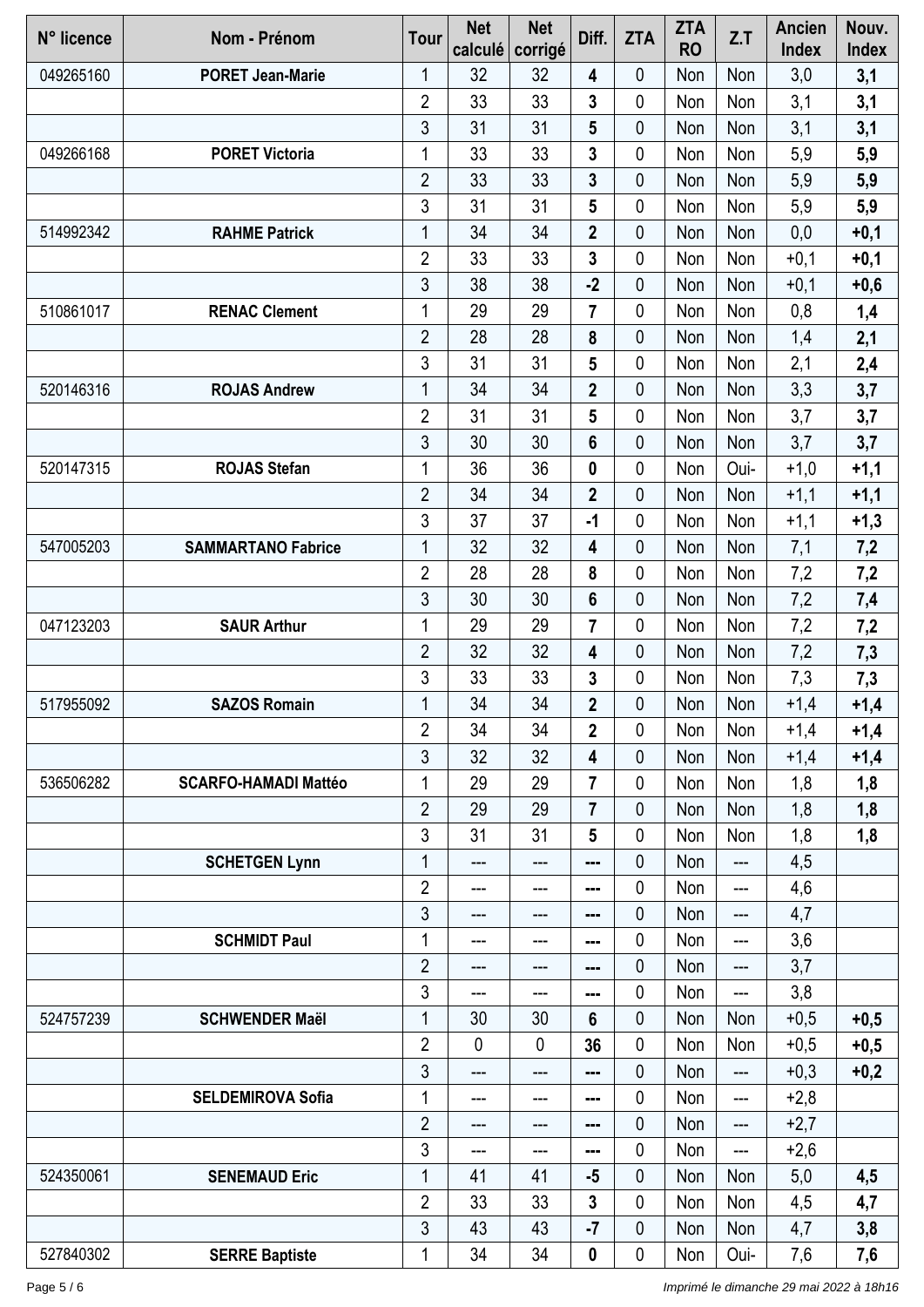| N° licence | Nom - Prénom | Tour | Net calculé | Net corrigé | Diff. | ZTA | ZTA RO | Z.T | Ancien Index | Nouv. Index |
|---|---|---|---|---|---|---|---|---|---|---|
| 049265160 | **PORET Jean-Marie** | 1 | 32 | 32 | **4** | 0 | Non | Non | 3,0 | **3,1** |
| | | 2 | 33 | 33 | **3** | 0 | Non | Non | 3,1 | **3,1** |
| | | 3 | 31 | 31 | **5** | 0 | Non | Non | 3,1 | **3,1** |
| 049266168 | **PORET Victoria** | 1 | 33 | 33 | **3** | 0 | Non | Non | 5,9 | **5,9** |
| | | 2 | 33 | 33 | **3** | 0 | Non | Non | 5,9 | **5,9** |
| | | 3 | 31 | 31 | **5** | 0 | Non | Non | 5,9 | **5,9** |
| 514992342 | **RAHME Patrick** | 1 | 34 | 34 | **2** | 0 | Non | Non | 0,0 | **+0,1** |
| | | 2 | 33 | 33 | **3** | 0 | Non | Non | +0,1 | **+0,1** |
| | | 3 | 38 | 38 | **-2** | 0 | Non | Non | +0,1 | **+0,6** |
| 510861017 | **RENAC Clement** | 1 | 29 | 29 | **7** | 0 | Non | Non | 0,8 | **1,4** |
| | | 2 | 28 | 28 | **8** | 0 | Non | Non | 1,4 | **2,1** |
| | | 3 | 31 | 31 | **5** | 0 | Non | Non | 2,1 | **2,4** |
| 520146316 | **ROJAS Andrew** | 1 | 34 | 34 | **2** | 0 | Non | Non | 3,3 | **3,7** |
| | | 2 | 31 | 31 | **5** | 0 | Non | Non | 3,7 | **3,7** |
| | | 3 | 30 | 30 | **6** | 0 | Non | Non | 3,7 | **3,7** |
| 520147315 | **ROJAS Stefan** | 1 | 36 | 36 | **0** | 0 | Non | Oui- | +1,0 | **+1,1** |
| | | 2 | 34 | 34 | **2** | 0 | Non | Non | +1,1 | **+1,1** |
| | | 3 | 37 | 37 | **-1** | 0 | Non | Non | +1,1 | **+1,3** |
| 547005203 | **SAMMARTANO Fabrice** | 1 | 32 | 32 | **4** | 0 | Non | Non | 7,1 | **7,2** |
| | | 2 | 28 | 28 | **8** | 0 | Non | Non | 7,2 | **7,2** |
| | | 3 | 30 | 30 | **6** | 0 | Non | Non | 7,2 | **7,4** |
| 047123203 | **SAUR Arthur** | 1 | 29 | 29 | **7** | 0 | Non | Non | 7,2 | **7,2** |
| | | 2 | 32 | 32 | **4** | 0 | Non | Non | 7,2 | **7,3** |
| | | 3 | 33 | 33 | **3** | 0 | Non | Non | 7,3 | **7,3** |
| 517955092 | **SAZOS Romain** | 1 | 34 | 34 | **2** | 0 | Non | Non | +1,4 | **+1,4** |
| | | 2 | 34 | 34 | **2** | 0 | Non | Non | +1,4 | **+1,4** |
| | | 3 | 32 | 32 | **4** | 0 | Non | Non | +1,4 | **+1,4** |
| 536506282 | **SCARFO-HAMADI Mattéo** | 1 | 29 | 29 | **7** | 0 | Non | Non | 1,8 | **1,8** |
| | | 2 | 29 | 29 | **7** | 0 | Non | Non | 1,8 | **1,8** |
| | | 3 | 31 | 31 | **5** | 0 | Non | Non | 1,8 | **1,8** |
| | **SCHETGEN Lynn** | 1 | --- | --- | **---** | 0 | Non | --- | 4,5 | |
| | | 2 | --- | --- | **---** | 0 | Non | --- | 4,6 | |
| | | 3 | --- | --- | **---** | 0 | Non | --- | 4,7 | |
| | **SCHMIDT Paul** | 1 | --- | --- | **---** | 0 | Non | --- | 3,6 | |
| | | 2 | --- | --- | **---** | 0 | Non | --- | 3,7 | |
| | | 3 | --- | --- | **---** | 0 | Non | --- | 3,8 | |
| 524757239 | **SCHWENDER Maël** | 1 | 30 | 30 | **6** | 0 | Non | Non | +0,5 | **+0,5** |
| | | 2 | 0 | 0 | **36** | 0 | Non | Non | +0,5 | **+0,5** |
| | | 3 | --- | --- | **---** | 0 | Non | --- | +0,3 | **+0,2** |
| | **SELDEMIROVA Sofia** | 1 | --- | --- | **---** | 0 | Non | --- | +2,8 | |
| | | 2 | --- | --- | **---** | 0 | Non | --- | +2,7 | |
| | | 3 | --- | --- | **---** | 0 | Non | --- | +2,6 | |
| 524350061 | **SENEMAUD Eric** | 1 | 41 | 41 | **-5** | 0 | Non | Non | 5,0 | **4,5** |
| | | 2 | 33 | 33 | **3** | 0 | Non | Non | 4,5 | **4,7** |
| | | 3 | 43 | 43 | **-7** | 0 | Non | Non | 4,7 | **3,8** |
| 527840302 | **SERRE Baptiste** | 1 | 34 | 34 | **0** | 0 | Non | Oui- | 7,6 | **7,6** |

*Imprimé le dimanche 29 mai 2022 à 18h16*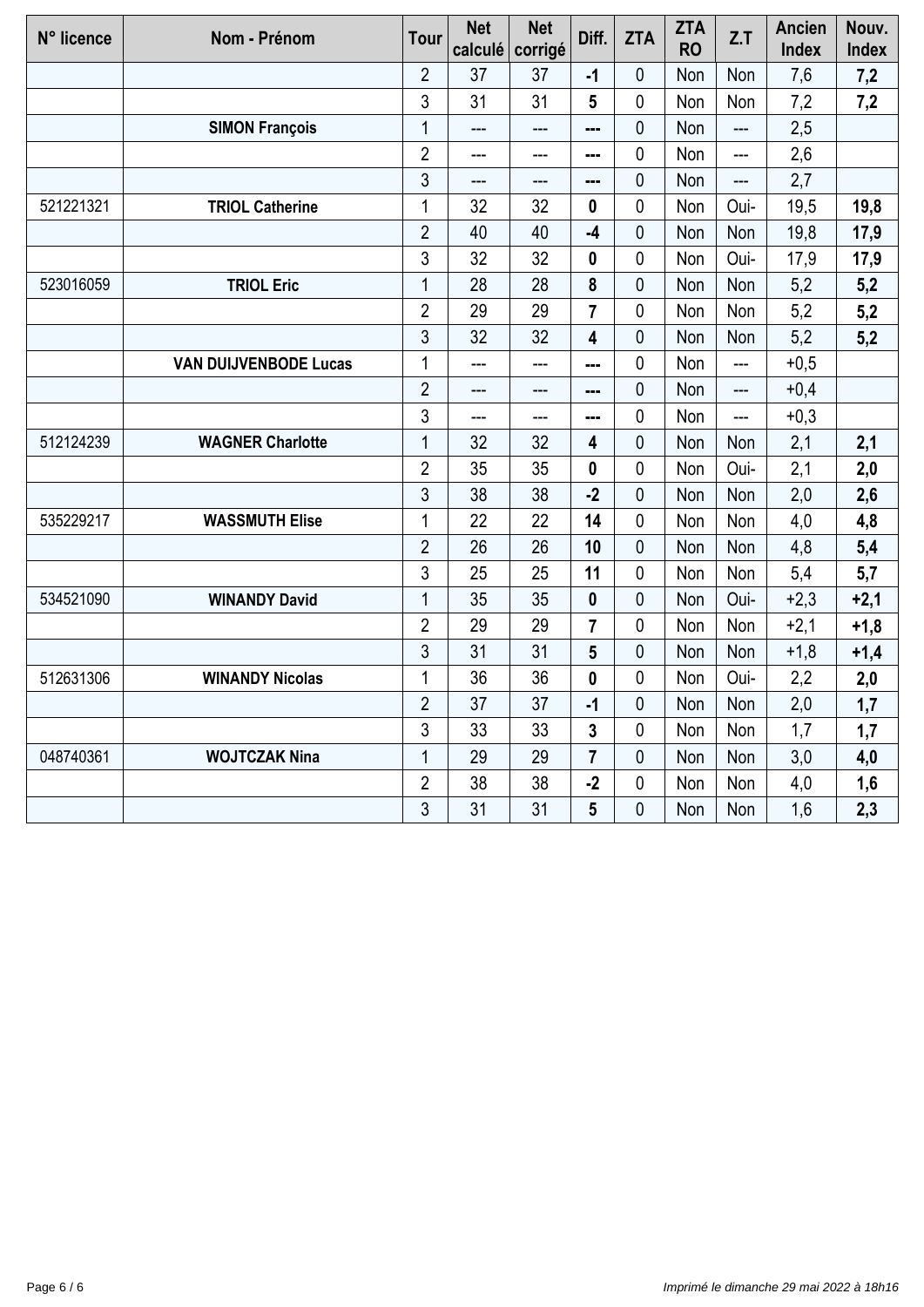| N° licence | Nom - Prénom | Tour | Net calculé | Net corrigé | Diff. | ZTA | ZTA RO | Z.T | Ancien Index | Nouv. Index |
|---|---|---|---|---|---|---|---|---|---|---|
| | | 2 | 37 | 37 | **-1** | 0 | Non | Non | 7,6 | **7,2** |
| | | 3 | 31 | 31 | **5** | 0 | Non | Non | 7,2 | **7,2** |
| | **SIMON François** | 1 | --- | --- | **---** | 0 | Non | --- | 2,5 | |
| | | 2 | --- | --- | **---** | 0 | Non | --- | 2,6 | |
| | | 3 | --- | --- | **---** | 0 | Non | --- | 2,7 | |
| 521221321 | **TRIOL Catherine** | 1 | 32 | 32 | **0** | 0 | Non | Oui- | 19,5 | **19,8** |
| | | 2 | 40 | 40 | **-4** | 0 | Non | Non | 19,8 | **17,9** |
| | | 3 | 32 | 32 | **0** | 0 | Non | Oui- | 17,9 | **17,9** |
| 523016059 | **TRIOL Eric** | 1 | 28 | 28 | **8** | 0 | Non | Non | 5,2 | **5,2** |
| | | 2 | 29 | 29 | **7** | 0 | Non | Non | 5,2 | **5,2** |
| | | 3 | 32 | 32 | **4** | 0 | Non | Non | 5,2 | **5,2** |
| | **VAN DUIJVENBODE Lucas** | 1 | --- | --- | **---** | 0 | Non | --- | +0,5 | |
| | | 2 | --- | --- | **---** | 0 | Non | --- | +0,4 | |
| | | 3 | --- | --- | **---** | 0 | Non | --- | +0,3 | |
| 512124239 | **WAGNER Charlotte** | 1 | 32 | 32 | **4** | 0 | Non | Non | 2,1 | **2,1** |
| | | 2 | 35 | 35 | **0** | 0 | Non | Oui- | 2,1 | **2,0** |
| | | 3 | 38 | 38 | **-2** | 0 | Non | Non | 2,0 | **2,6** |
| 535229217 | **WASSMUTH Elise** | 1 | 22 | 22 | **14** | 0 | Non | Non | 4,0 | **4,8** |
| | | 2 | 26 | 26 | **10** | 0 | Non | Non | 4,8 | **5,4** |
| | | 3 | 25 | 25 | **11** | 0 | Non | Non | 5,4 | **5,7** |
| 534521090 | **WINANDY David** | 1 | 35 | 35 | **0** | 0 | Non | Oui- | +2,3 | **+2,1** |
| | | 2 | 29 | 29 | **7** | 0 | Non | Non | +2,1 | **+1,8** |
| | | 3 | 31 | 31 | **5** | 0 | Non | Non | +1,8 | **+1,4** |
| 512631306 | **WINANDY Nicolas** | 1 | 36 | 36 | **0** | 0 | Non | Oui- | 2,2 | **2,0** |
| | | 2 | 37 | 37 | **-1** | 0 | Non | Non | 2,0 | **1,7** |
| | | 3 | 33 | 33 | **3** | 0 | Non | Non | 1,7 | **1,7** |
| 048740361 | **WOJTCZAK Nina** | 1 | 29 | 29 | **7** | 0 | Non | Non | 3,0 | **4,0** |
| | | 2 | 38 | 38 | **-2** | 0 | Non | Non | 4,0 | **1,6** |
| | | 3 | 31 | 31 | **5** | 0 | Non | Non | 1,6 | **2,3** |

*Imprimé le dimanche 29 mai 2022 à 18h16*